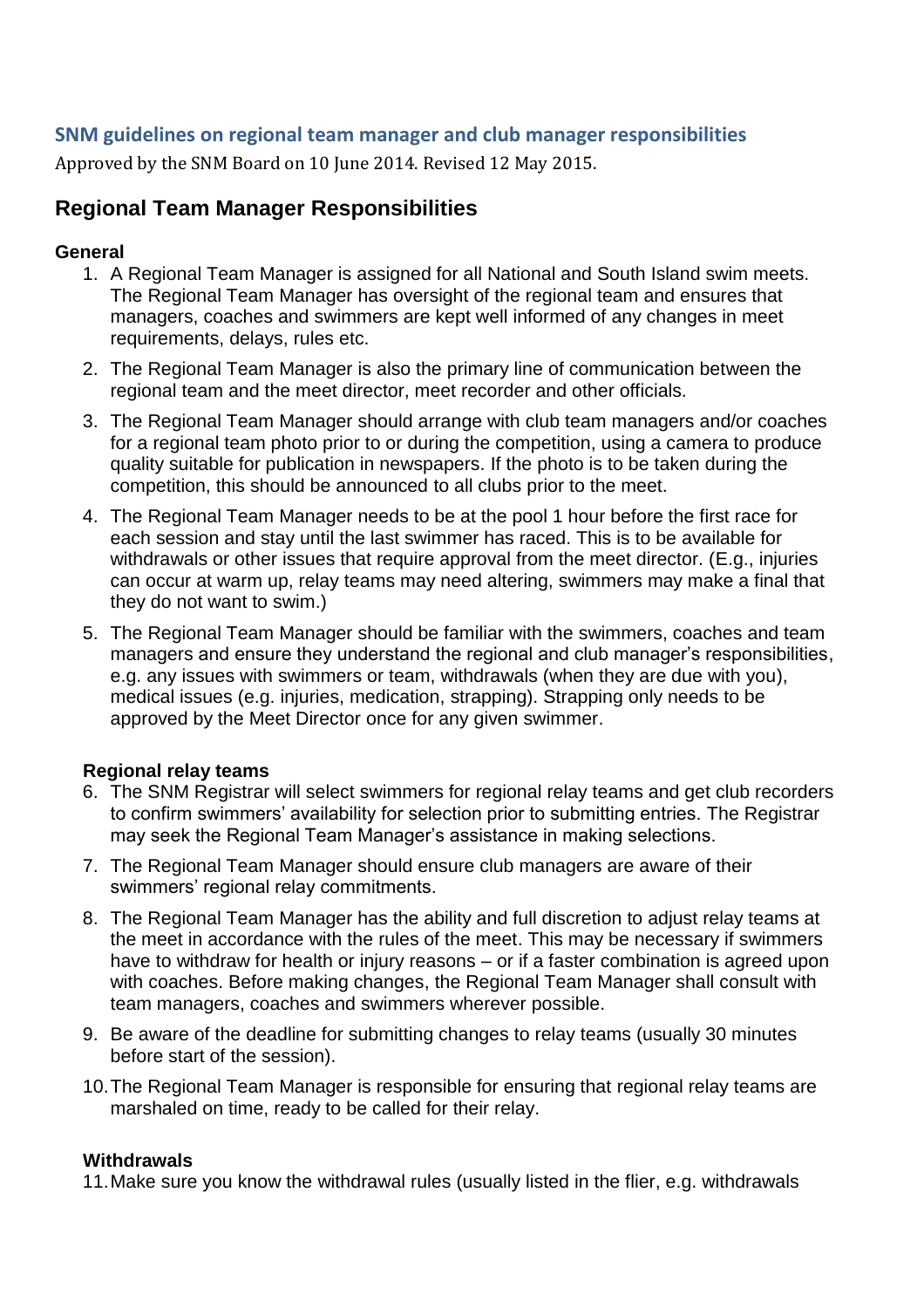## SNM guidelines on regional team manager and club manager responsibilities

Approved by the SNM Board on 10 June 2014. Revised 12 May 2015.

# Regional Team Manager Responsibilities

### General

1. A Regional Team Manager is assigned for all National and South Island swim meets. The Regional Team Manager has oversight of the regional team and ensures that managers, coaches and swimmers are kept well informed of any changes in meet requirements, delays, rules etc.
2. The Regional Team Manager is also the primary line of communication between the regional team and the meet director, meet recorder and other officials.
3. The Regional Team Manager should arrange with club team managers and/or coaches for a regional team photo prior to or during the competition, using a camera to produce quality suitable for publication in newspapers. If the photo is to be taken during the competition, this should be announced to all clubs prior to the meet.
4. The Regional Team Manager needs to be at the pool 1 hour before the first race for each session and stay until the last swimmer has raced. This is to be available for withdrawals or other issues that require approval from the meet director. (E.g., injuries can occur at warm up, relay teams may need altering, swimmers may make a final that they do not want to swim.)
5. The Regional Team Manager should be familiar with the swimmers, coaches and team managers and ensure they understand the regional and club manager's responsibilities, e.g. any issues with swimmers or team, withdrawals (when they are due with you), medical issues (e.g. injuries, medication, strapping). Strapping only needs to be approved by the Meet Director once for any given swimmer.

### Regional relay teams

6. The SNM Registrar will select swimmers for regional relay teams and get club recorders to confirm swimmers' availability for selection prior to submitting entries. The Registrar may seek the Regional Team Manager's assistance in making selections.
7. The Regional Team Manager should ensure club managers are aware of their swimmers' regional relay commitments.
8. The Regional Team Manager has the ability and full discretion to adjust relay teams at the meet in accordance with the rules of the meet. This may be necessary if swimmers have to withdraw for health or injury reasons – or if a faster combination is agreed upon with coaches. Before making changes, the Regional Team Manager shall consult with team managers, coaches and swimmers wherever possible.
9. Be aware of the deadline for submitting changes to relay teams (usually 30 minutes before start of the session).
10. The Regional Team Manager is responsible for ensuring that regional relay teams are marshaled on time, ready to be called for their relay.

### Withdrawals

11. Make sure you know the withdrawal rules (usually listed in the flier, e.g. withdrawals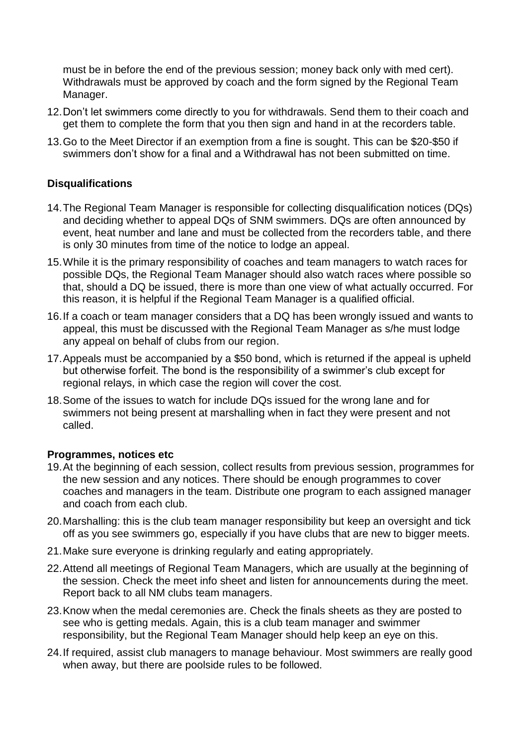must be in before the end of the previous session; money back only with med cert). Withdrawals must be approved by coach and the form signed by the Regional Team Manager.

12. Don't let swimmers come directly to you for withdrawals. Send them to their coach and get them to complete the form that you then sign and hand in at the recorders table.
13. Go to the Meet Director if an exemption from a fine is sought. This can be $20-$50 if swimmers don't show for a final and a Withdrawal has not been submitted on time.

**Disqualifications**

14. The Regional Team Manager is responsible for collecting disqualification notices (DQs) and deciding whether to appeal DQs of SNM swimmers. DQs are often announced by event, heat number and lane and must be collected from the recorders table, and there is only 30 minutes from time of the notice to lodge an appeal.
15. While it is the primary responsibility of coaches and team managers to watch races for possible DQs, the Regional Team Manager should also watch races where possible so that, should a DQ be issued, there is more than one view of what actually occurred. For this reason, it is helpful if the Regional Team Manager is a qualified official.
16. If a coach or team manager considers that a DQ has been wrongly issued and wants to appeal, this must be discussed with the Regional Team Manager as s/he must lodge any appeal on behalf of clubs from our region.
17. Appeals must be accompanied by a $50 bond, which is returned if the appeal is upheld but otherwise forfeit. The bond is the responsibility of a swimmer's club except for regional relays, in which case the region will cover the cost.
18. Some of the issues to watch for include DQs issued for the wrong lane and for swimmers not being present at marshalling when in fact they were present and not called.

**Programmes, notices etc**

19. At the beginning of each session, collect results from previous session, programmes for the new session and any notices. There should be enough programmes to cover coaches and managers in the team. Distribute one program to each assigned manager and coach from each club.
20. Marshalling: this is the club team manager responsibility but keep an oversight and tick off as you see swimmers go, especially if you have clubs that are new to bigger meets.
21. Make sure everyone is drinking regularly and eating appropriately.
22. Attend all meetings of Regional Team Managers, which are usually at the beginning of the session. Check the meet info sheet and listen for announcements during the meet. Report back to all NM clubs team managers.
23. Know when the medal ceremonies are. Check the finals sheets as they are posted to see who is getting medals. Again, this is a club team manager and swimmer responsibility, but the Regional Team Manager should help keep an eye on this.
24. If required, assist club managers to manage behaviour. Most swimmers are really good when away, but there are poolside rules to be followed.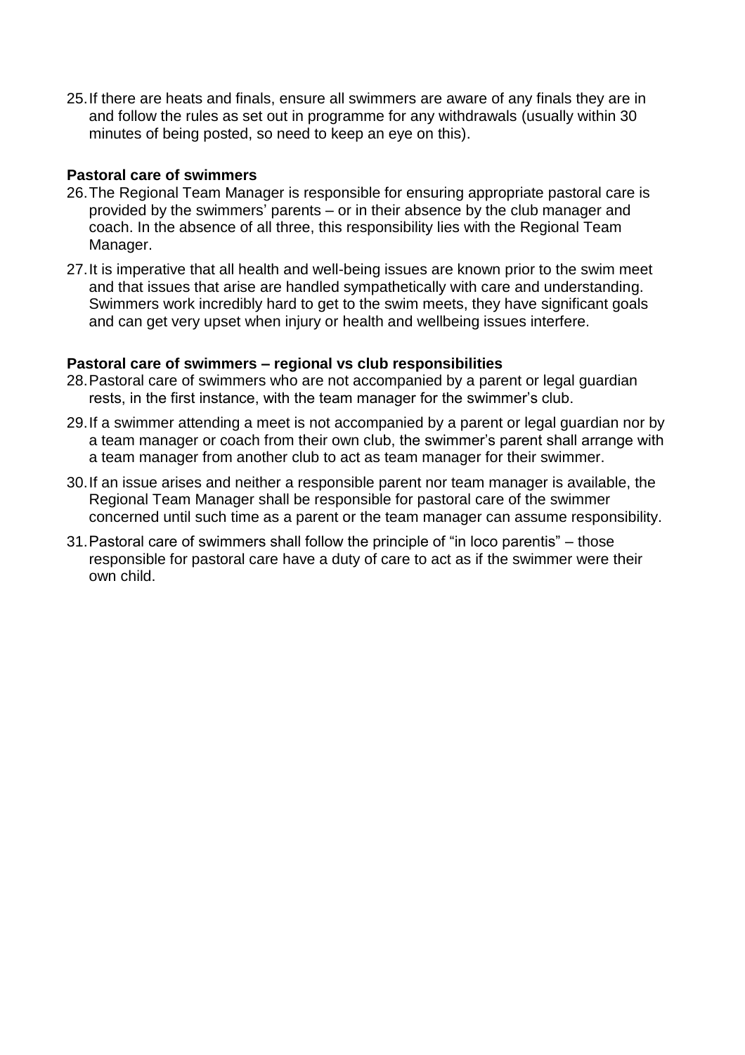25. If there are heats and finals, ensure all swimmers are aware of any finals they are in and follow the rules as set out in programme for any withdrawals (usually within 30 minutes of being posted, so need to keep an eye on this).

**Pastoral care of swimmers**

26. The Regional Team Manager is responsible for ensuring appropriate pastoral care is provided by the swimmers' parents – or in their absence by the club manager and coach. In the absence of all three, this responsibility lies with the Regional Team Manager.
27. It is imperative that all health and well-being issues are known prior to the swim meet and that issues that arise are handled sympathetically with care and understanding. Swimmers work incredibly hard to get to the swim meets, they have significant goals and can get very upset when injury or health and wellbeing issues interfere.

**Pastoral care of swimmers – regional vs club responsibilities**

28. Pastoral care of swimmers who are not accompanied by a parent or legal guardian rests, in the first instance, with the team manager for the swimmer's club.
29. If a swimmer attending a meet is not accompanied by a parent or legal guardian nor by a team manager or coach from their own club, the swimmer's parent shall arrange with a team manager from another club to act as team manager for their swimmer.
30. If an issue arises and neither a responsible parent nor team manager is available, the Regional Team Manager shall be responsible for pastoral care of the swimmer concerned until such time as a parent or the team manager can assume responsibility.
31. Pastoral care of swimmers shall follow the principle of "in loco parentis" – those responsible for pastoral care have a duty of care to act as if the swimmer were their own child.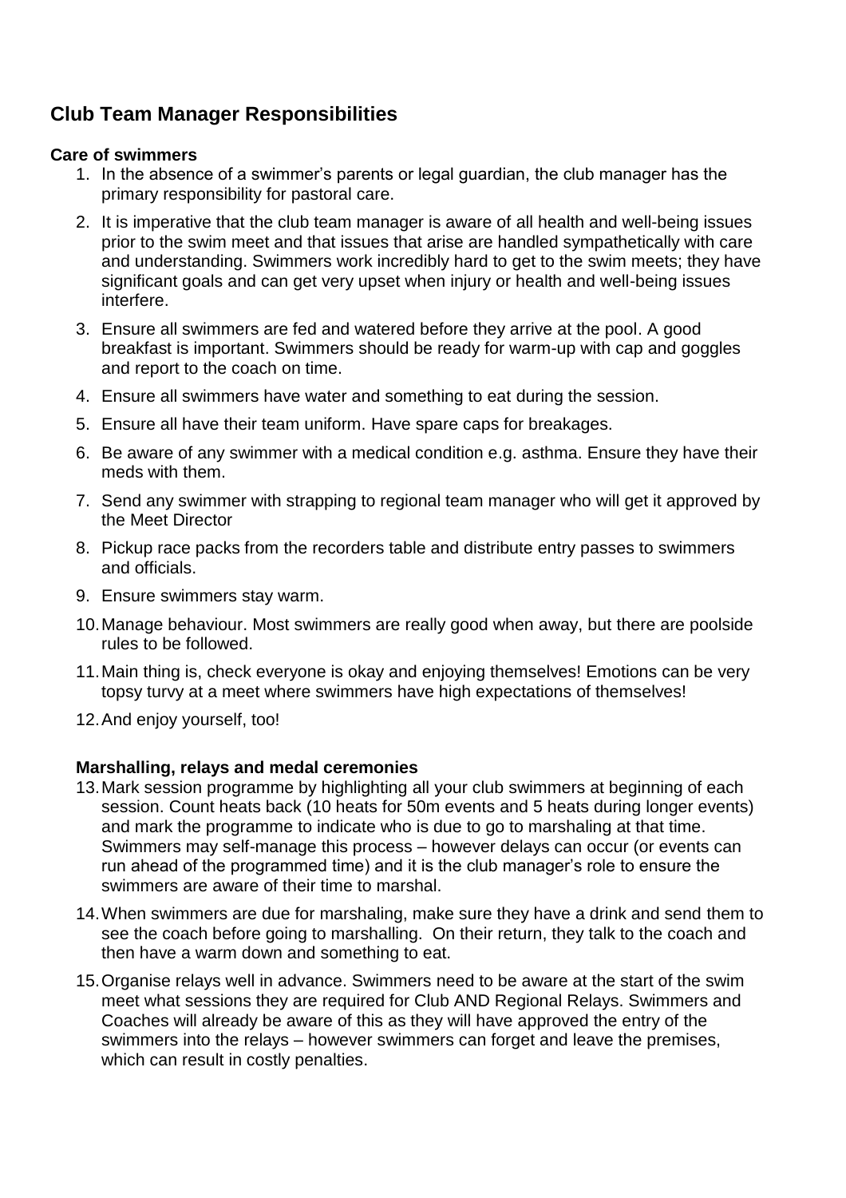## Club Team Manager Responsibilities

### Care of swimmers

1. In the absence of a swimmer's parents or legal guardian, the club manager has the primary responsibility for pastoral care.
2. It is imperative that the club team manager is aware of all health and well-being issues prior to the swim meet and that issues that arise are handled sympathetically with care and understanding. Swimmers work incredibly hard to get to the swim meets; they have significant goals and can get very upset when injury or health and well-being issues interfere.
3. Ensure all swimmers are fed and watered before they arrive at the pool. A good breakfast is important. Swimmers should be ready for warm-up with cap and goggles and report to the coach on time.
4. Ensure all swimmers have water and something to eat during the session.
5. Ensure all have their team uniform. Have spare caps for breakages.
6. Be aware of any swimmer with a medical condition e.g. asthma. Ensure they have their meds with them.
7. Send any swimmer with strapping to regional team manager who will get it approved by the Meet Director
8. Pickup race packs from the recorders table and distribute entry passes to swimmers and officials.
9. Ensure swimmers stay warm.
10. Manage behaviour. Most swimmers are really good when away, but there are poolside rules to be followed.
11. Main thing is, check everyone is okay and enjoying themselves! Emotions can be very topsy turvy at a meet where swimmers have high expectations of themselves!
12. And enjoy yourself, too!

### Marshalling, relays and medal ceremonies

13. Mark session programme by highlighting all your club swimmers at beginning of each session. Count heats back (10 heats for 50m events and 5 heats during longer events) and mark the programme to indicate who is due to go to marshaling at that time. Swimmers may self-manage this process – however delays can occur (or events can run ahead of the programmed time) and it is the club manager's role to ensure the swimmers are aware of their time to marshal.
14. When swimmers are due for marshaling, make sure they have a drink and send them to see the coach before going to marshalling. On their return, they talk to the coach and then have a warm down and something to eat.
15. Organise relays well in advance. Swimmers need to be aware at the start of the swim meet what sessions they are required for Club AND Regional Relays. Swimmers and Coaches will already be aware of this as they will have approved the entry of the swimmers into the relays – however swimmers can forget and leave the premises, which can result in costly penalties.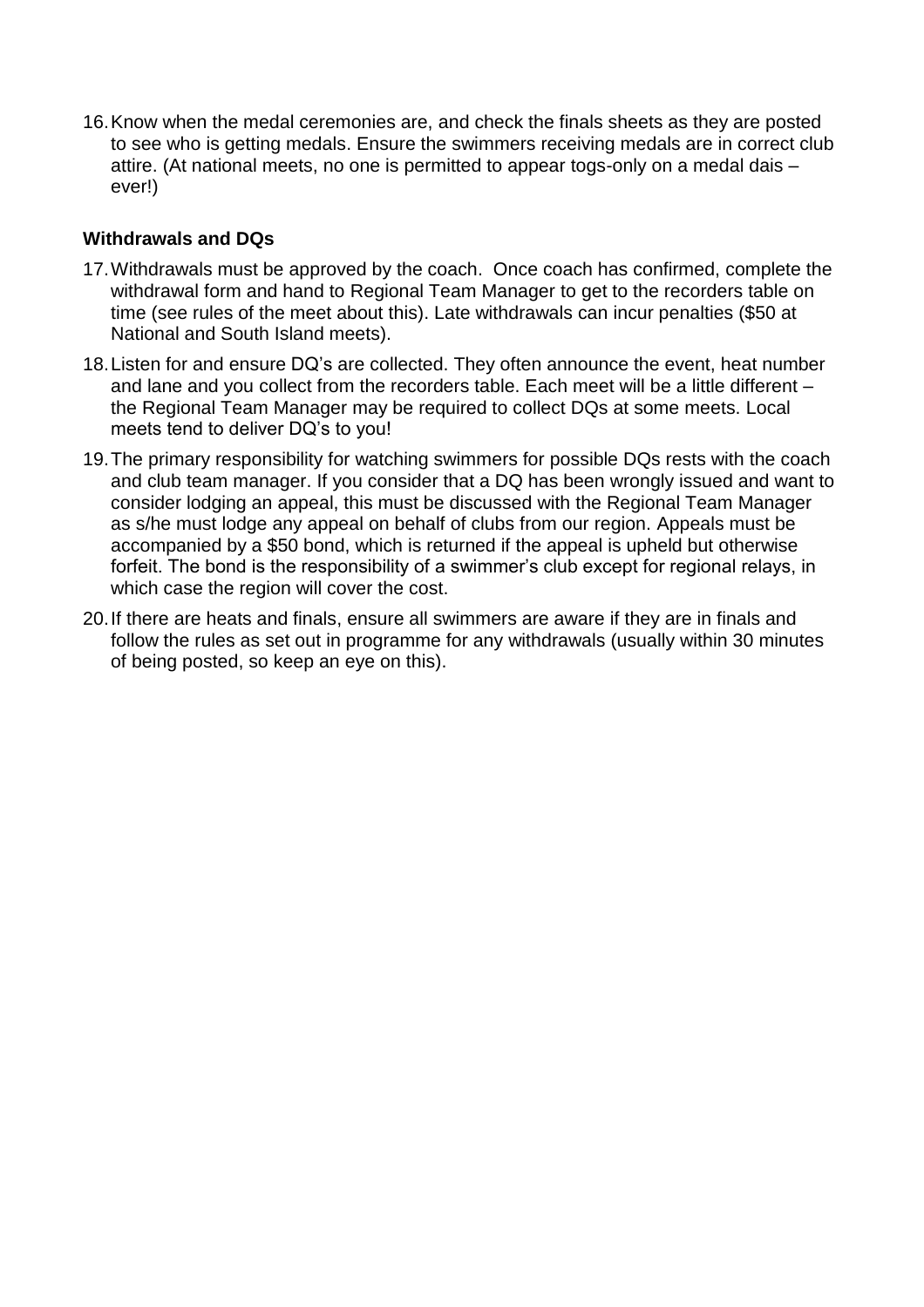16. Know when the medal ceremonies are, and check the finals sheets as they are posted to see who is getting medals. Ensure the swimmers receiving medals are in correct club attire. (At national meets, no one is permitted to appear togs-only on a medal dais – ever!)

**Withdrawals and DQs**

17. Withdrawals must be approved by the coach. Once coach has confirmed, complete the withdrawal form and hand to Regional Team Manager to get to the recorders table on time (see rules of the meet about this). Late withdrawals can incur penalties ($50 at National and South Island meets).
18. Listen for and ensure DQ's are collected. They often announce the event, heat number and lane and you collect from the recorders table. Each meet will be a little different – the Regional Team Manager may be required to collect DQs at some meets. Local meets tend to deliver DQ's to you!
19. The primary responsibility for watching swimmers for possible DQs rests with the coach and club team manager. If you consider that a DQ has been wrongly issued and want to consider lodging an appeal, this must be discussed with the Regional Team Manager as s/he must lodge any appeal on behalf of clubs from our region. Appeals must be accompanied by a $50 bond, which is returned if the appeal is upheld but otherwise forfeit. The bond is the responsibility of a swimmer's club except for regional relays, in which case the region will cover the cost.
20. If there are heats and finals, ensure all swimmers are aware if they are in finals and follow the rules as set out in programme for any withdrawals (usually within 30 minutes of being posted, so keep an eye on this).